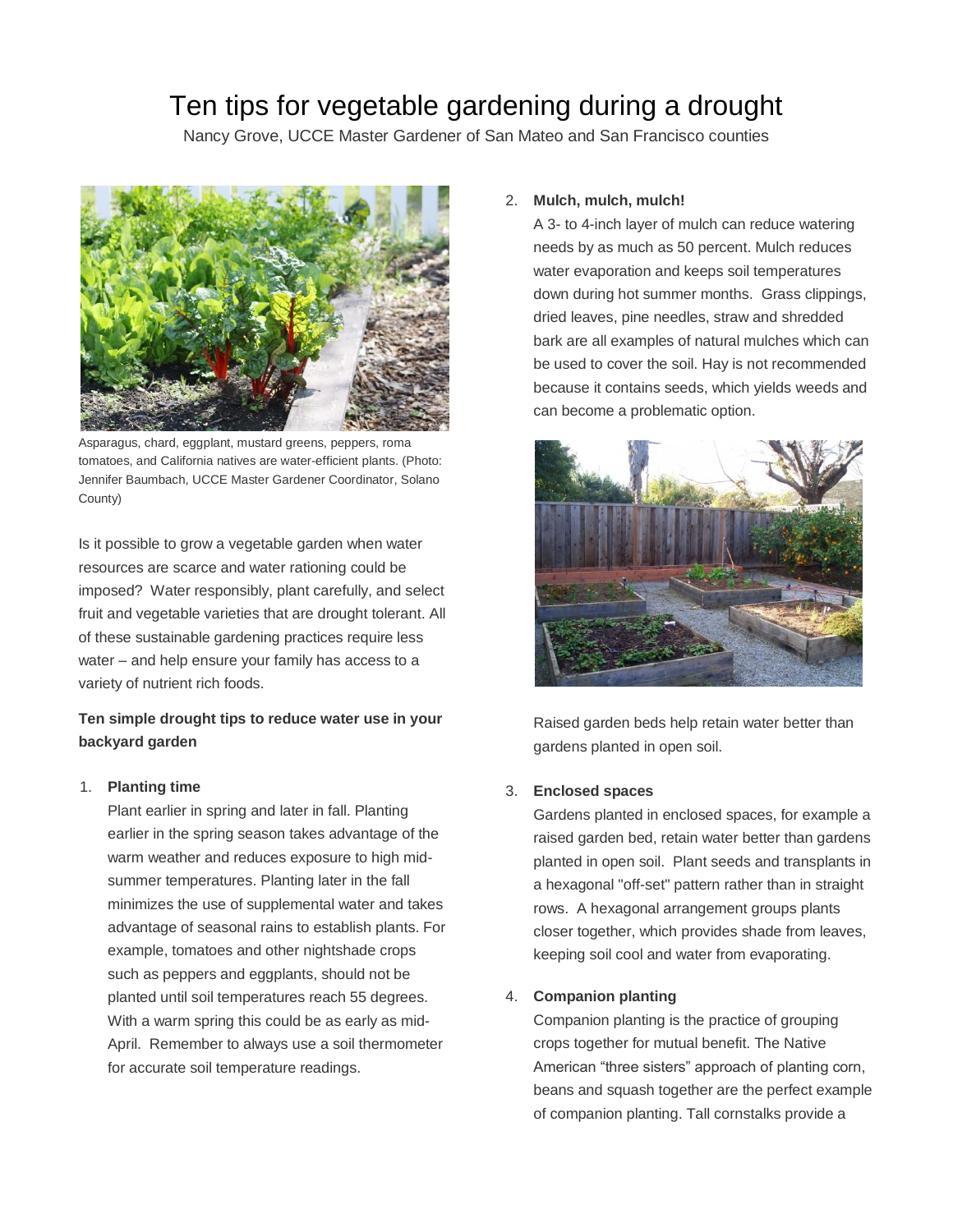# Ten tips for vegetable gardening during a drought

Nancy Grove, UCCE Master Gardener of San Mateo and San Francisco counties

Asparagus, chard, eggplant, mustard greens, peppers, roma tomatoes, and California natives are water-efficient plants. (Photo: Jennifer Baumbach, UCCE Master Gardener Coordinator, Solano County)

Is it possible to grow a vegetable garden when water resources are scarce and water rationing could be imposed? Water responsibly, plant carefully, and select fruit and vegetable varieties that are drought tolerant. All of these sustainable gardening practices require less water – and help ensure your family has access to a variety of nutrient rich foods.

**Ten simple drought tips to reduce water use in your backyard garden**

1. **Planting time**
   Plant earlier in spring and later in fall. Planting earlier in the spring season takes advantage of the warm weather and reduces exposure to high mid-summer temperatures. Planting later in the fall minimizes the use of supplemental water and takes advantage of seasonal rains to establish plants. For example, tomatoes and other nightshade crops such as peppers and eggplants, should not be planted until soil temperatures reach 55 degrees. With a warm spring this could be as early as mid-April. Remember to always use a soil thermometer for accurate soil temperature readings.

2. **Mulch, mulch, mulch!**
   A 3- to 4-inch layer of mulch can reduce watering needs by as much as 50 percent. Mulch reduces water evaporation and keeps soil temperatures down during hot summer months. Grass clippings, dried leaves, pine needles, straw and shredded bark are all examples of natural mulches which can be used to cover the soil. Hay is not recommended because it contains seeds, which yields weeds and can become a problematic option.

   Raised garden beds help retain water better than gardens planted in open soil.

3. **Enclosed spaces**
   Gardens planted in enclosed spaces, for example a raised garden bed, retain water better than gardens planted in open soil. Plant seeds and transplants in a hexagonal "off-set" pattern rather than in straight rows. A hexagonal arrangement groups plants closer together, which provides shade from leaves, keeping soil cool and water from evaporating.

4. **Companion planting**
   Companion planting is the practice of grouping crops together for mutual benefit. The Native American "three sisters" approach of planting corn, beans and squash together are the perfect example of companion planting. Tall cornstalks provide a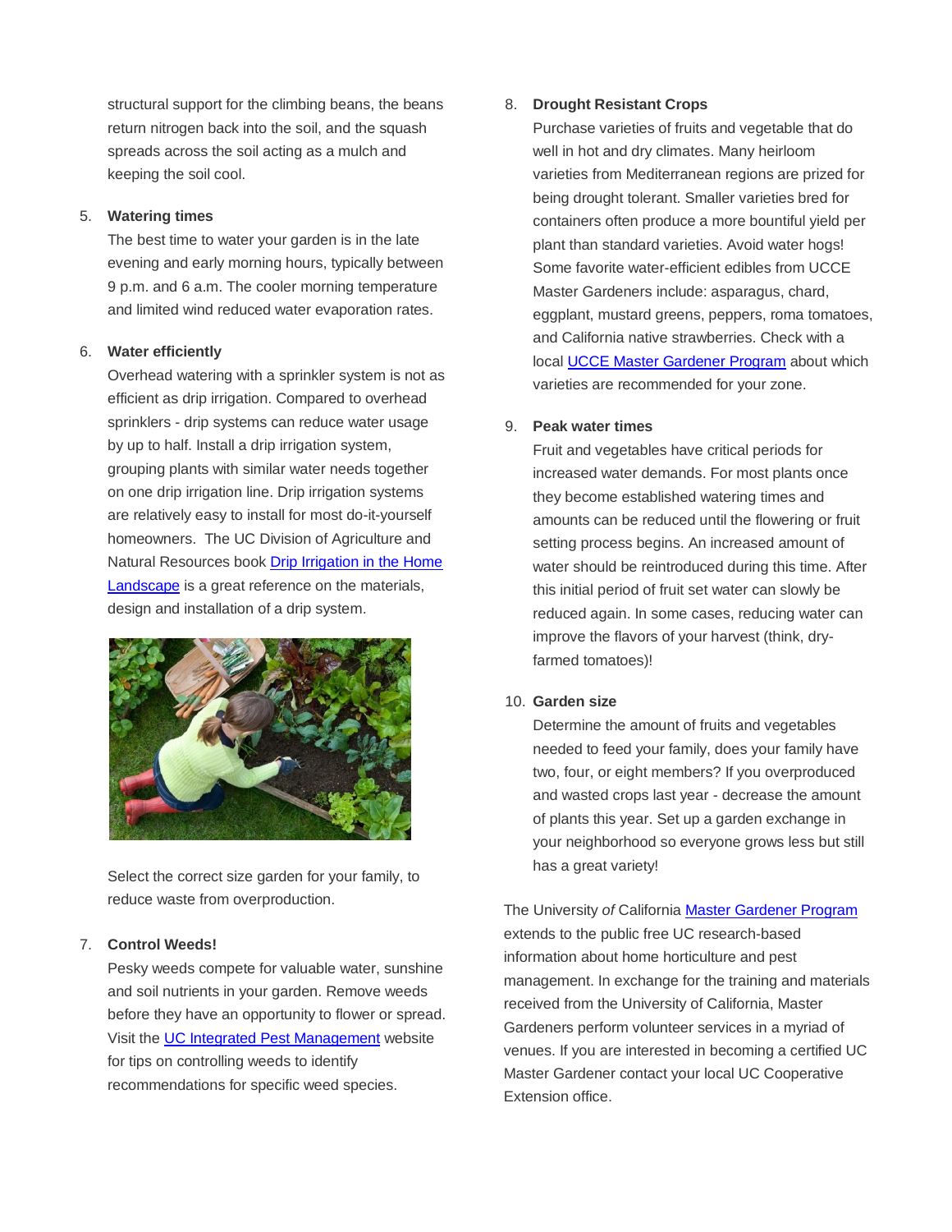structural support for the climbing beans, the beans return nitrogen back into the soil, and the squash spreads across the soil acting as a mulch and keeping the soil cool.

5. **Watering times**
   The best time to water your garden is in the late evening and early morning hours, typically between 9 p.m. and 6 a.m. The cooler morning temperature and limited wind reduced water evaporation rates.

6. **Water efficiently**
   Overhead watering with a sprinkler system is not as efficient as drip irrigation. Compared to overhead sprinklers - drip systems can reduce water usage by up to half. Install a drip irrigation system, grouping plants with similar water needs together on one drip irrigation line. Drip irrigation systems are relatively easy to install for most do-it-yourself homeowners. The UC Division of Agriculture and Natural Resources book Drip Irrigation in the Home Landscape is a great reference on the materials, design and installation of a drip system.

   Select the correct size garden for your family, to reduce waste from overproduction.

7. **Control Weeds!**
   Pesky weeds compete for valuable water, sunshine and soil nutrients in your garden. Remove weeds before they have an opportunity to flower or spread. Visit the UC Integrated Pest Management website for tips on controlling weeds to identify recommendations for specific weed species.

8. **Drought Resistant Crops**
   Purchase varieties of fruits and vegetable that do well in hot and dry climates. Many heirloom varieties from Mediterranean regions are prized for being drought tolerant. Smaller varieties bred for containers often produce a more bountiful yield per plant than standard varieties. Avoid water hogs! Some favorite water-efficient edibles from UCCE Master Gardeners include: asparagus, chard, eggplant, mustard greens, peppers, roma tomatoes, and California native strawberries. Check with a local UCCE Master Gardener Program about which varieties are recommended for your zone.

9. **Peak water times**
   Fruit and vegetables have critical periods for increased water demands. For most plants once they become established watering times and amounts can be reduced until the flowering or fruit setting process begins. An increased amount of water should be reintroduced during this time. After this initial period of fruit set water can slowly be reduced again. In some cases, reducing water can improve the flavors of your harvest (think, dry-farmed tomatoes)!

10. **Garden size**
    Determine the amount of fruits and vegetables needed to feed your family, does your family have two, four, or eight members? If you overproduced and wasted crops last year - decrease the amount of plants this year. Set up a garden exchange in your neighborhood so everyone grows less but still has a great variety!

The University *of* California Master Gardener Program extends to the public free UC research-based information about home horticulture and pest management. In exchange for the training and materials received from the University of California, Master Gardeners perform volunteer services in a myriad of venues. If you are interested in becoming a certified UC Master Gardener contact your local UC Cooperative Extension office.